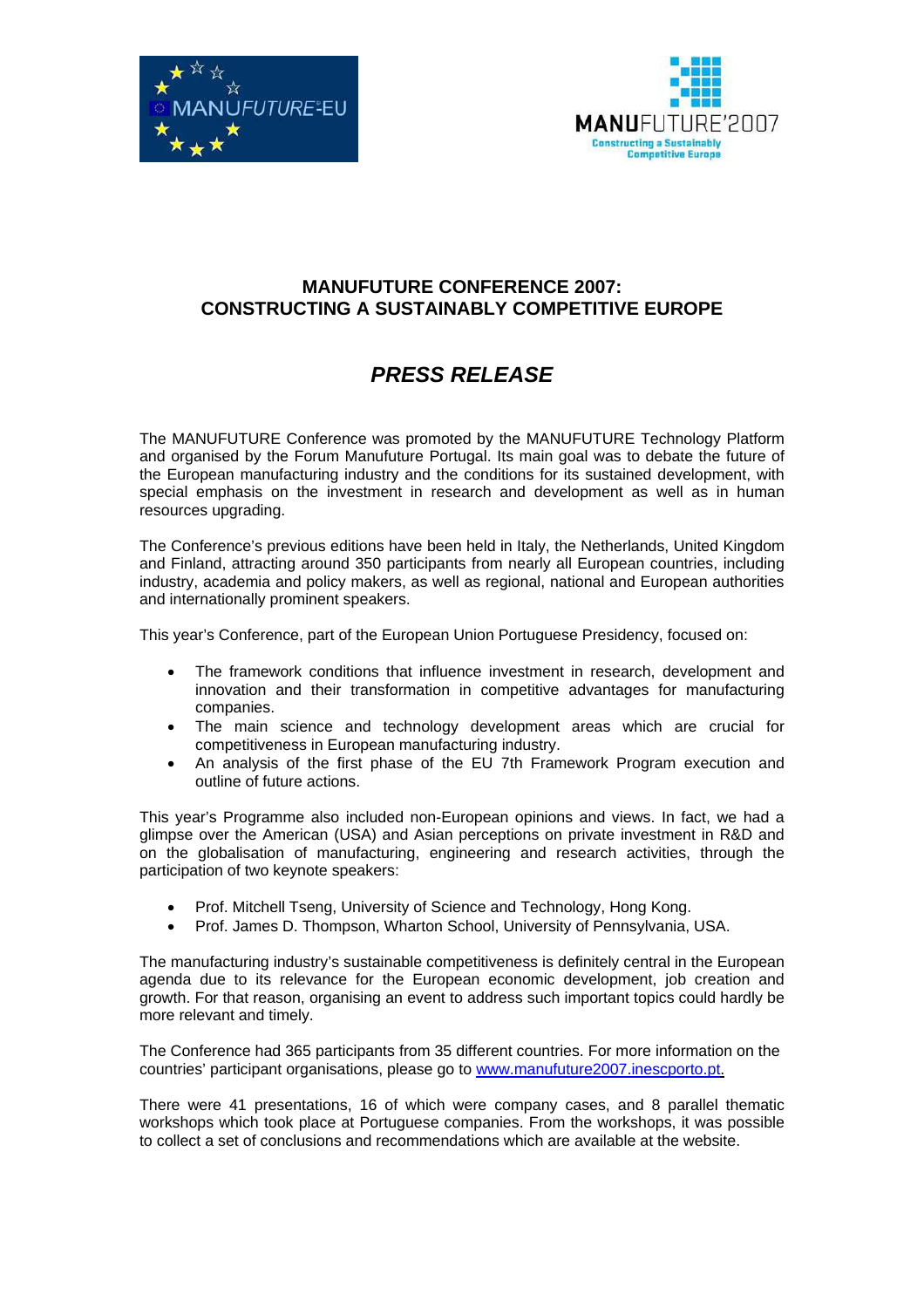# MANUFUTURE CONFERENCE 2007: CONSTRUCTING A SUSTAINABLY COMPETITIVE EUROPE

## *PRESS RELEASE*

The MANUFUTURE Conference was promoted by the MANUFUTURE Technology Platform and organised by the Forum Manufuture Portugal. Its main goal was to debate the future of the European manufacturing industry and the conditions for its sustained development, with special emphasis on the investment in research and development as well as in human resources upgrading.

The Conference's previous editions have been held in Italy, the Netherlands, United Kingdom and Finland, attracting around 350 participants from nearly all European countries, including industry, academia and policy makers, as well as regional, national and European authorities and internationally prominent speakers.

This year's Conference, part of the European Union Portuguese Presidency, focused on:

- The framework conditions that influence investment in research, development and innovation and their transformation in competitive advantages for manufacturing companies.
- The main science and technology development areas which are crucial for competitiveness in European manufacturing industry.
- An analysis of the first phase of the EU 7th Framework Program execution and outline of future actions.

This year's Programme also included non-European opinions and views. In fact, we had a glimpse over the American (USA) and Asian perceptions on private investment in R&D and on the globalisation of manufacturing, engineering and research activities, through the participation of two keynote speakers:

- Prof. Mitchell Tseng, University of Science and Technology, Hong Kong.
- Prof. James D. Thompson, Wharton School, University of Pennsylvania, USA.

The manufacturing industry's sustainable competitiveness is definitely central in the European agenda due to its relevance for the European economic development, job creation and growth. For that reason, organising an event to address such important topics could hardly be more relevant and timely.

The Conference had 365 participants from 35 different countries. For more information on the countries' participant organisations, please go to www.manufuture2007.inescporto.pt.

There were 41 presentations, 16 of which were company cases, and 8 parallel thematic workshops which took place at Portuguese companies. From the workshops, it was possible to collect a set of conclusions and recommendations which are available at the website.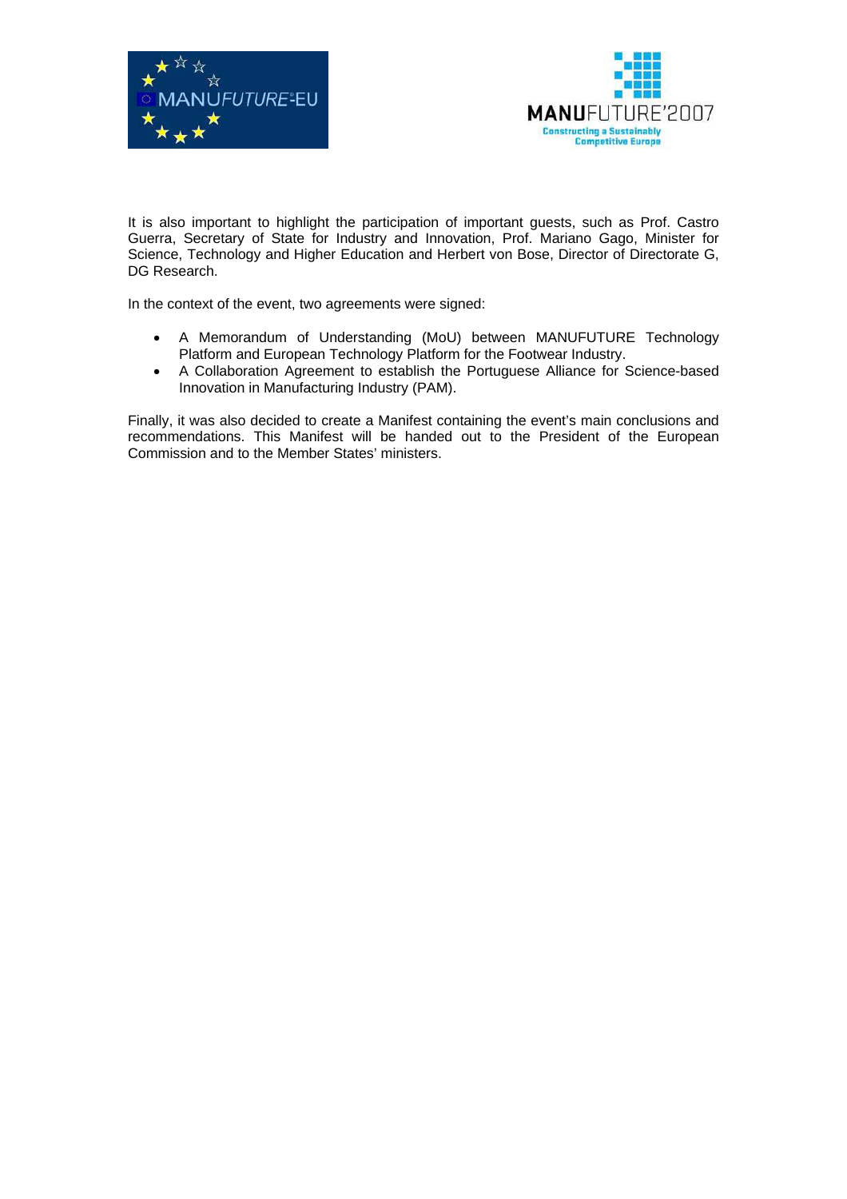It is also important to highlight the participation of important guests, such as Prof. Castro Guerra, Secretary of State for Industry and Innovation, Prof. Mariano Gago, Minister for Science, Technology and Higher Education and Herbert von Bose, Director of Directorate G, DG Research.

In the context of the event, two agreements were signed:

- A Memorandum of Understanding (MoU) between MANUFUTURE Technology Platform and European Technology Platform for the Footwear Industry.
- A Collaboration Agreement to establish the Portuguese Alliance for Science-based Innovation in Manufacturing Industry (PAM).

Finally, it was also decided to create a Manifest containing the event's main conclusions and recommendations. This Manifest will be handed out to the President of the European Commission and to the Member States' ministers.